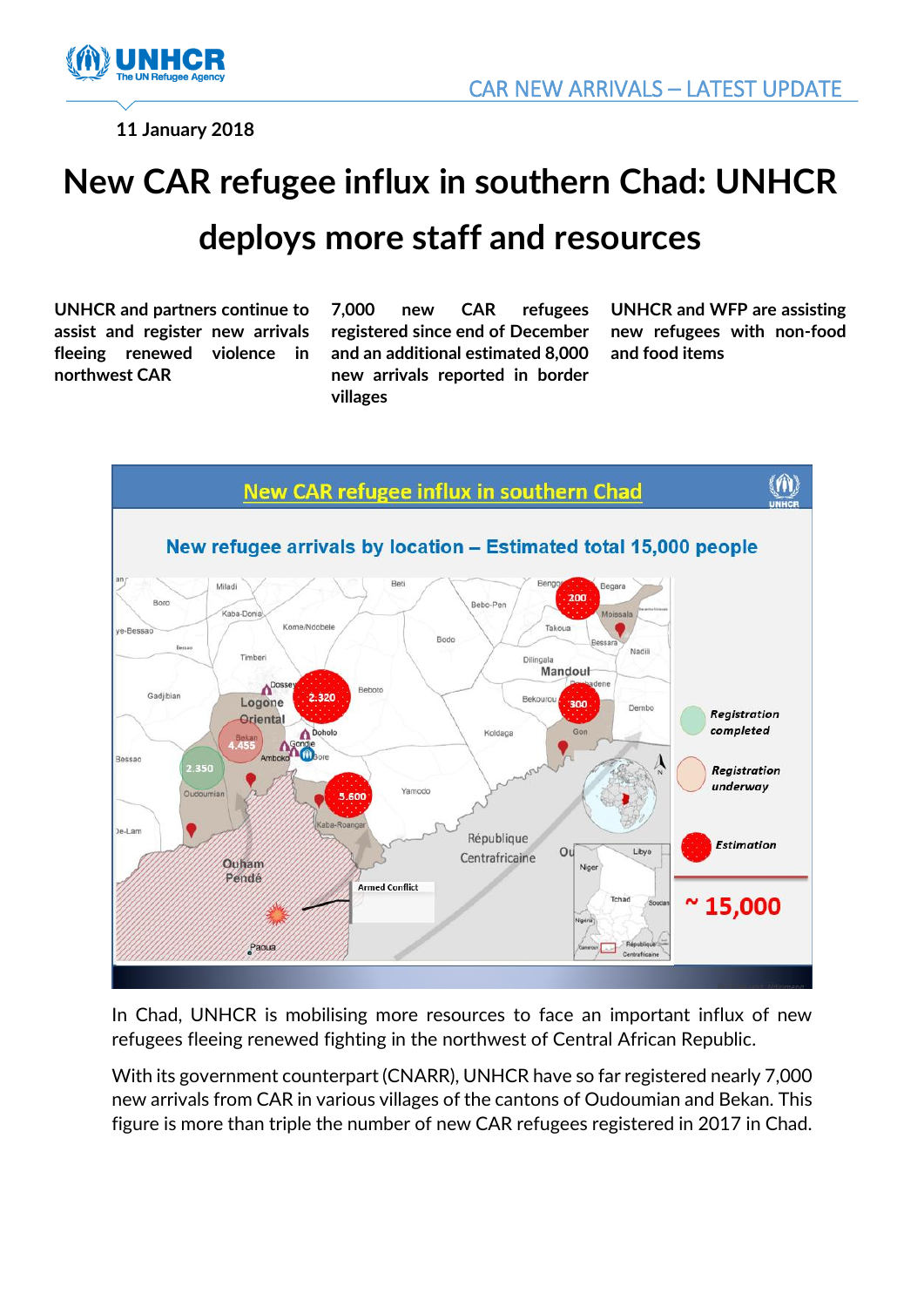11 January 2018

# New CAR refugee influx in southern Chad: UNHCR deploys more staff and resources

**UNHCR and partners continue to assist and register new arrivals fleeing renewed violence in northwest CAR**

**7,000 new CAR refugees registered since end of December and an additional estimated 8,000 new arrivals reported in border villages**

**UNHCR and WFP are assisting new refugees with non-food and food items**

In Chad, UNHCR is mobilising more resources to face an important influx of new refugees fleeing renewed fighting in the northwest of Central African Republic.

With its government counterpart (CNARR), UNHCR have so far registered nearly 7,000 new arrivals from CAR in various villages of the cantons of Oudoumian and Bekan. This figure is more than triple the number of new CAR refugees registered in 2017 in Chad.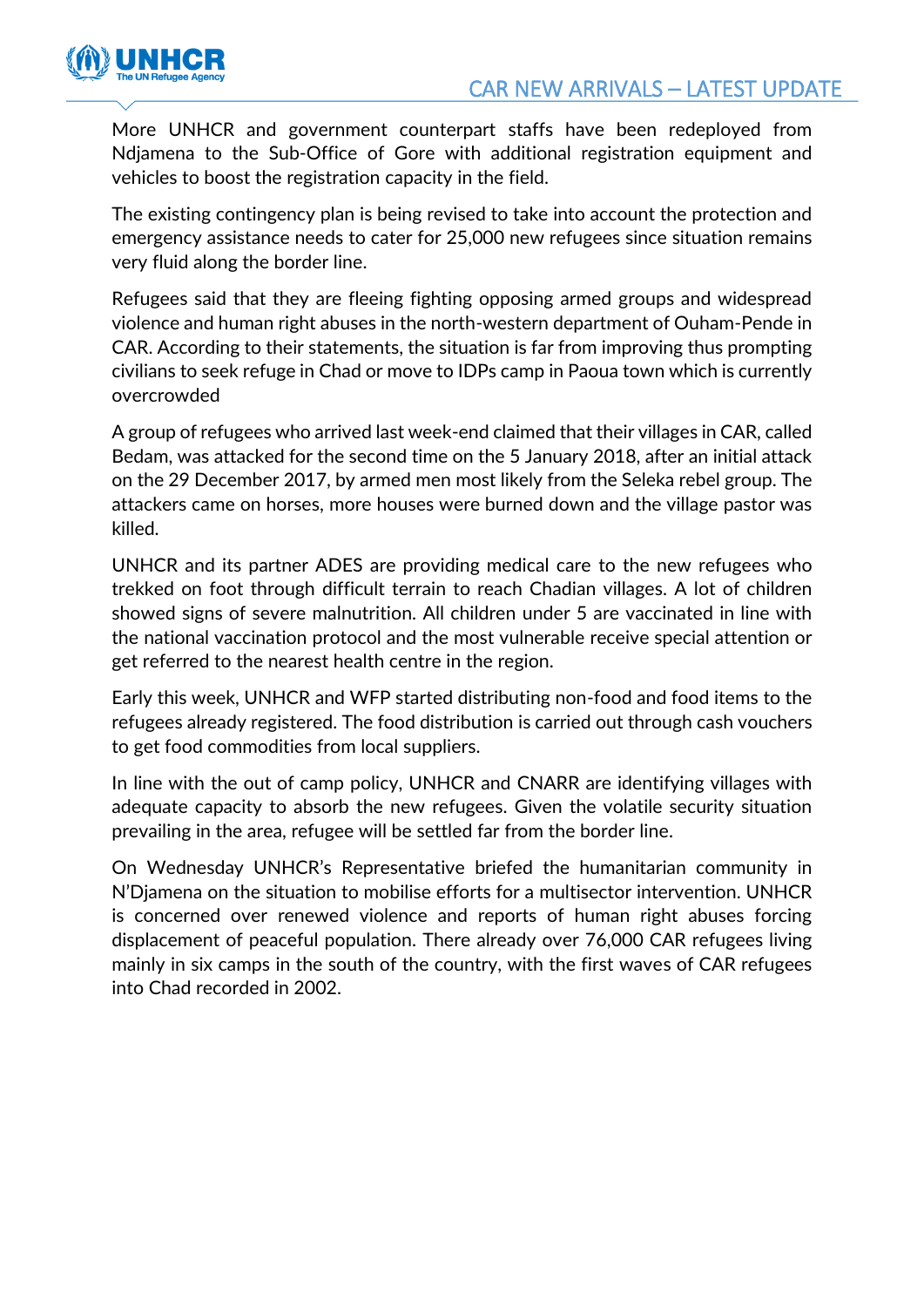More UNHCR and government counterpart staffs have been redeployed from Ndjamena to the Sub-Office of Gore with additional registration equipment and vehicles to boost the registration capacity in the field.

The existing contingency plan is being revised to take into account the protection and emergency assistance needs to cater for 25,000 new refugees since situation remains very fluid along the border line.

Refugees said that they are fleeing fighting opposing armed groups and widespread violence and human right abuses in the north-western department of Ouham-Pende in CAR. According to their statements, the situation is far from improving thus prompting civilians to seek refuge in Chad or move to IDPs camp in Paoua town which is currently overcrowded

A group of refugees who arrived last week-end claimed that their villages in CAR, called Bedam, was attacked for the second time on the 5 January 2018, after an initial attack on the 29 December 2017, by armed men most likely from the Seleka rebel group. The attackers came on horses, more houses were burned down and the village pastor was killed.

UNHCR and its partner ADES are providing medical care to the new refugees who trekked on foot through difficult terrain to reach Chadian villages. A lot of children showed signs of severe malnutrition. All children under 5 are vaccinated in line with the national vaccination protocol and the most vulnerable receive special attention or get referred to the nearest health centre in the region.

Early this week, UNHCR and WFP started distributing non-food and food items to the refugees already registered. The food distribution is carried out through cash vouchers to get food commodities from local suppliers.

In line with the out of camp policy, UNHCR and CNARR are identifying villages with adequate capacity to absorb the new refugees. Given the volatile security situation prevailing in the area, refugee will be settled far from the border line.

On Wednesday UNHCR's Representative briefed the humanitarian community in N'Djamena on the situation to mobilise efforts for a multisector intervention. UNHCR is concerned over renewed violence and reports of human right abuses forcing displacement of peaceful population. There already over 76,000 CAR refugees living mainly in six camps in the south of the country, with the first waves of CAR refugees into Chad recorded in 2002.